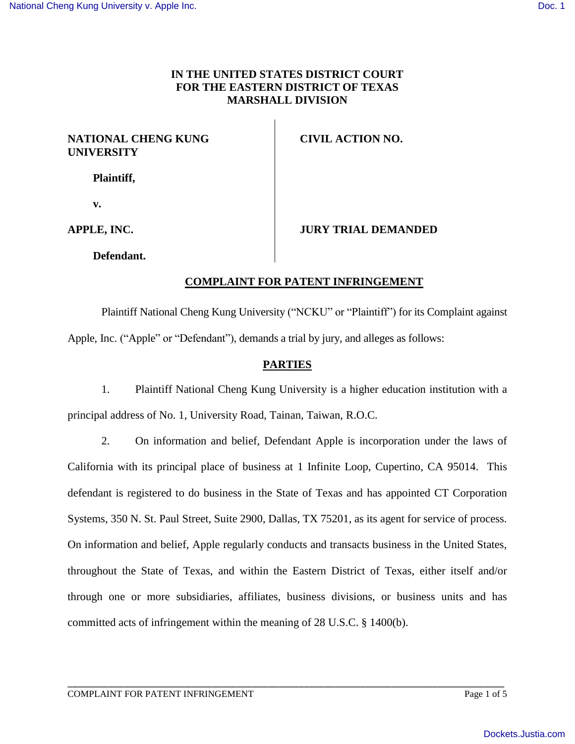**IN THE UNITED STATES DISTRICT COURT**
**FOR THE EASTERN DISTRICT OF TEXAS**
**MARSHALL DIVISION**

| | |
|---|---|
| **NATIONAL CHENG KUNG UNIVERSITY** | **CIVIL ACTION NO.** |
| **Plaintiff,** | |
| **v.** | |
| **APPLE, INC.** | **JURY TRIAL DEMANDED** |
| **Defendant.** | |

## COMPLAINT FOR PATENT INFRINGEMENT

Plaintiff National Cheng Kung University ("NCKU" or "Plaintiff") for its Complaint against Apple, Inc. ("Apple" or "Defendant"), demands a trial by jury, and alleges as follows:

## PARTIES

1. Plaintiff National Cheng Kung University is a higher education institution with a principal address of No. 1, University Road, Tainan, Taiwan, R.O.C.

2. On information and belief, Defendant Apple is incorporation under the laws of California with its principal place of business at 1 Infinite Loop, Cupertino, CA 95014. This defendant is registered to do business in the State of Texas and has appointed CT Corporation Systems, 350 N. St. Paul Street, Suite 2900, Dallas, TX 75201, as its agent for service of process. On information and belief, Apple regularly conducts and transacts business in the United States, throughout the State of Texas, and within the Eastern District of Texas, either itself and/or through one or more subsidiaries, affiliates, business divisions, or business units and has committed acts of infringement within the meaning of 28 U.S.C. § 1400(b).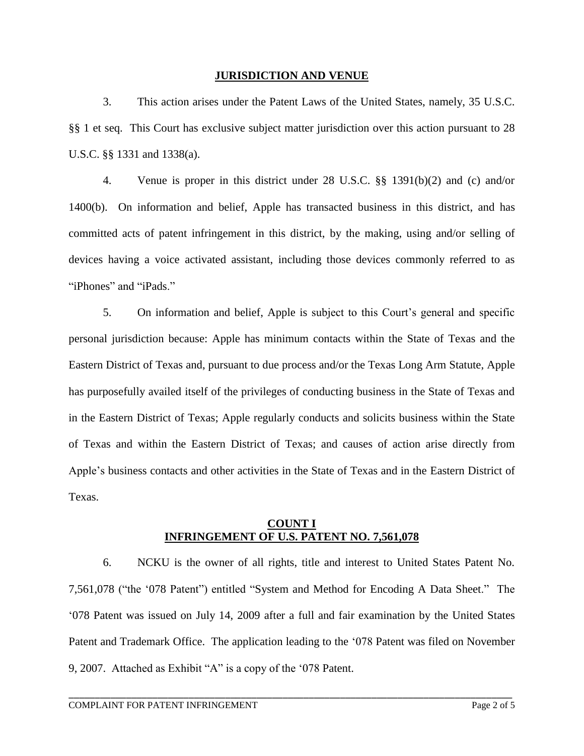## JURISDICTION AND VENUE

3. This action arises under the Patent Laws of the United States, namely, 35 U.S.C. §§ 1 et seq. This Court has exclusive subject matter jurisdiction over this action pursuant to 28 U.S.C. §§ 1331 and 1338(a).

4. Venue is proper in this district under 28 U.S.C. §§ 1391(b)(2) and (c) and/or 1400(b). On information and belief, Apple has transacted business in this district, and has committed acts of patent infringement in this district, by the making, using and/or selling of devices having a voice activated assistant, including those devices commonly referred to as "iPhones" and "iPads."

5. On information and belief, Apple is subject to this Court's general and specific personal jurisdiction because: Apple has minimum contacts within the State of Texas and the Eastern District of Texas and, pursuant to due process and/or the Texas Long Arm Statute, Apple has purposefully availed itself of the privileges of conducting business in the State of Texas and in the Eastern District of Texas; Apple regularly conducts and solicits business within the State of Texas and within the Eastern District of Texas; and causes of action arise directly from Apple's business contacts and other activities in the State of Texas and in the Eastern District of Texas.

## COUNT I
## INFRINGEMENT OF U.S. PATENT NO. 7,561,078

6. NCKU is the owner of all rights, title and interest to United States Patent No. 7,561,078 ("the '078 Patent") entitled "System and Method for Encoding A Data Sheet." The '078 Patent was issued on July 14, 2009 after a full and fair examination by the United States Patent and Trademark Office. The application leading to the '078 Patent was filed on November 9, 2007. Attached as Exhibit "A" is a copy of the '078 Patent.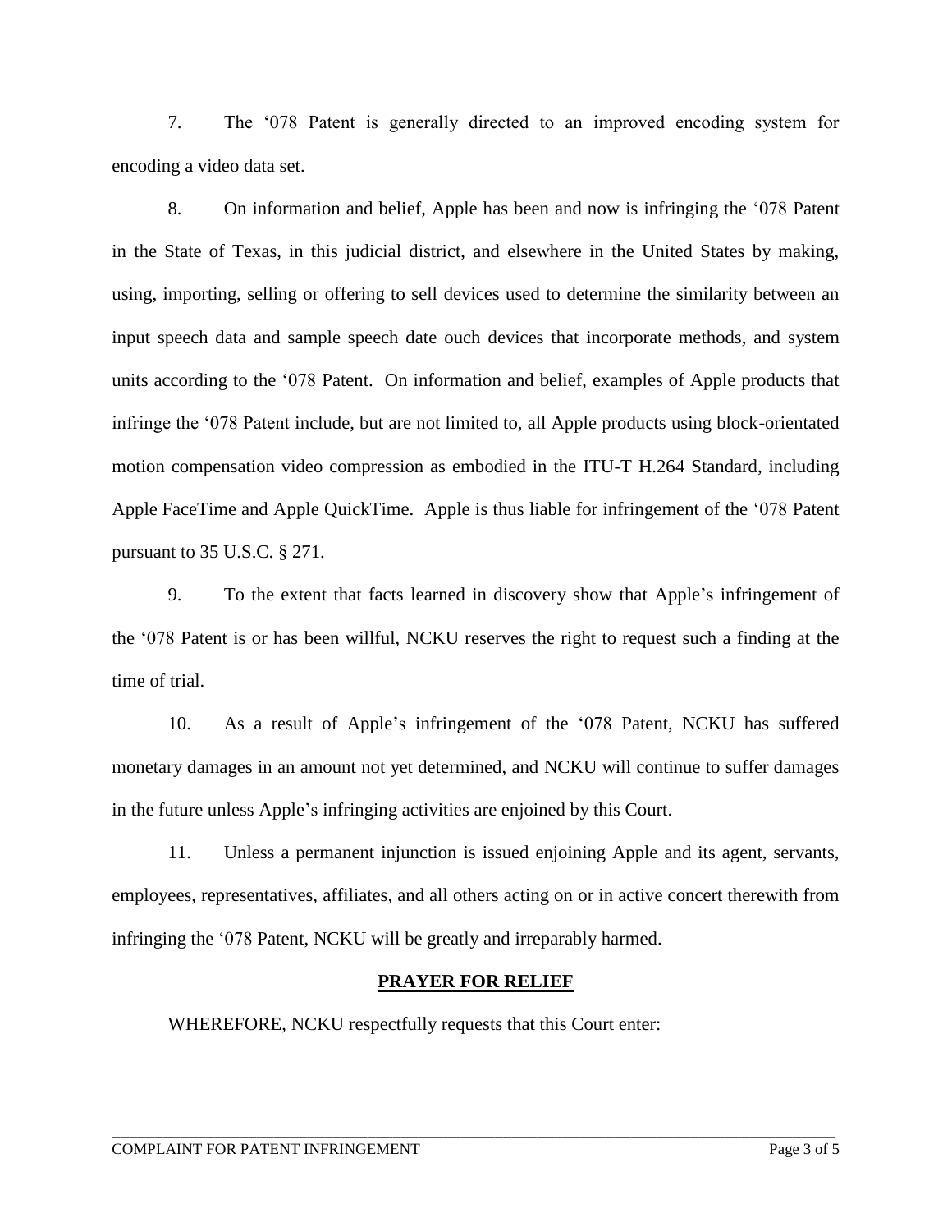7. The ‘078 Patent is generally directed to an improved encoding system for encoding a video data set.

8. On information and belief, Apple has been and now is infringing the ‘078 Patent in the State of Texas, in this judicial district, and elsewhere in the United States by making, using, importing, selling or offering to sell devices used to determine the similarity between an input speech data and sample speech date ouch devices that incorporate methods, and system units according to the ‘078 Patent. On information and belief, examples of Apple products that infringe the ‘078 Patent include, but are not limited to, all Apple products using block-orientated motion compensation video compression as embodied in the ITU-T H.264 Standard, including Apple FaceTime and Apple QuickTime. Apple is thus liable for infringement of the ‘078 Patent pursuant to 35 U.S.C. § 271.

9. To the extent that facts learned in discovery show that Apple’s infringement of the ‘078 Patent is or has been willful, NCKU reserves the right to request such a finding at the time of trial.

10. As a result of Apple’s infringement of the ‘078 Patent, NCKU has suffered monetary damages in an amount not yet determined, and NCKU will continue to suffer damages in the future unless Apple’s infringing activities are enjoined by this Court.

11. Unless a permanent injunction is issued enjoining Apple and its agent, servants, employees, representatives, affiliates, and all others acting on or in active concert therewith from infringing the ‘078 Patent, NCKU will be greatly and irreparably harmed.

## PRAYER FOR RELIEF

WHEREFORE, NCKU respectfully requests that this Court enter: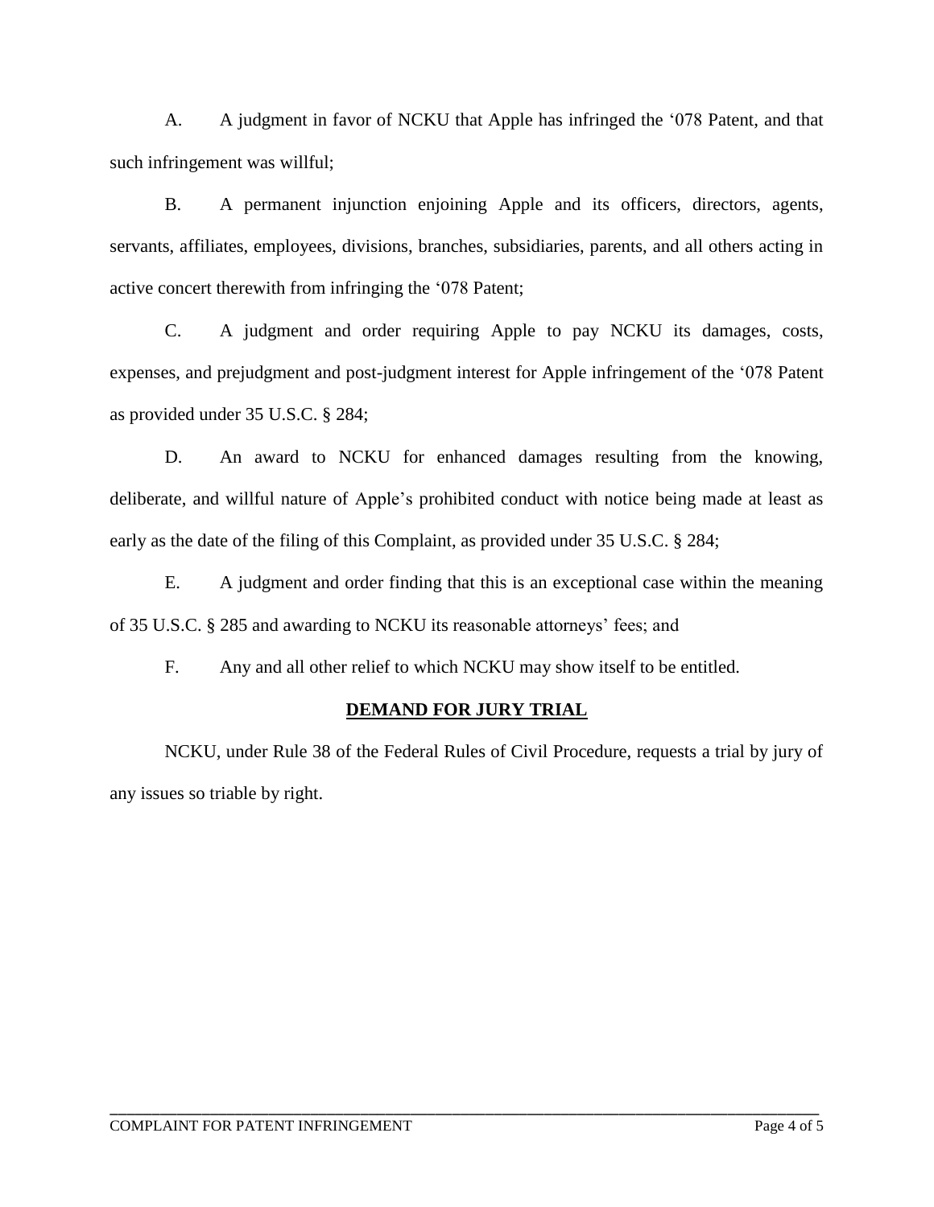A. A judgment in favor of NCKU that Apple has infringed the ‘078 Patent, and that such infringement was willful;

B. A permanent injunction enjoining Apple and its officers, directors, agents, servants, affiliates, employees, divisions, branches, subsidiaries, parents, and all others acting in active concert therewith from infringing the ‘078 Patent;

C. A judgment and order requiring Apple to pay NCKU its damages, costs, expenses, and prejudgment and post-judgment interest for Apple infringement of the ‘078 Patent as provided under 35 U.S.C. § 284;

D. An award to NCKU for enhanced damages resulting from the knowing, deliberate, and willful nature of Apple’s prohibited conduct with notice being made at least as early as the date of the filing of this Complaint, as provided under 35 U.S.C. § 284;

E. A judgment and order finding that this is an exceptional case within the meaning of 35 U.S.C. § 285 and awarding to NCKU its reasonable attorneys’ fees; and

F. Any and all other relief to which NCKU may show itself to be entitled.

## DEMAND FOR JURY TRIAL

NCKU, under Rule 38 of the Federal Rules of Civil Procedure, requests a trial by jury of any issues so triable by right.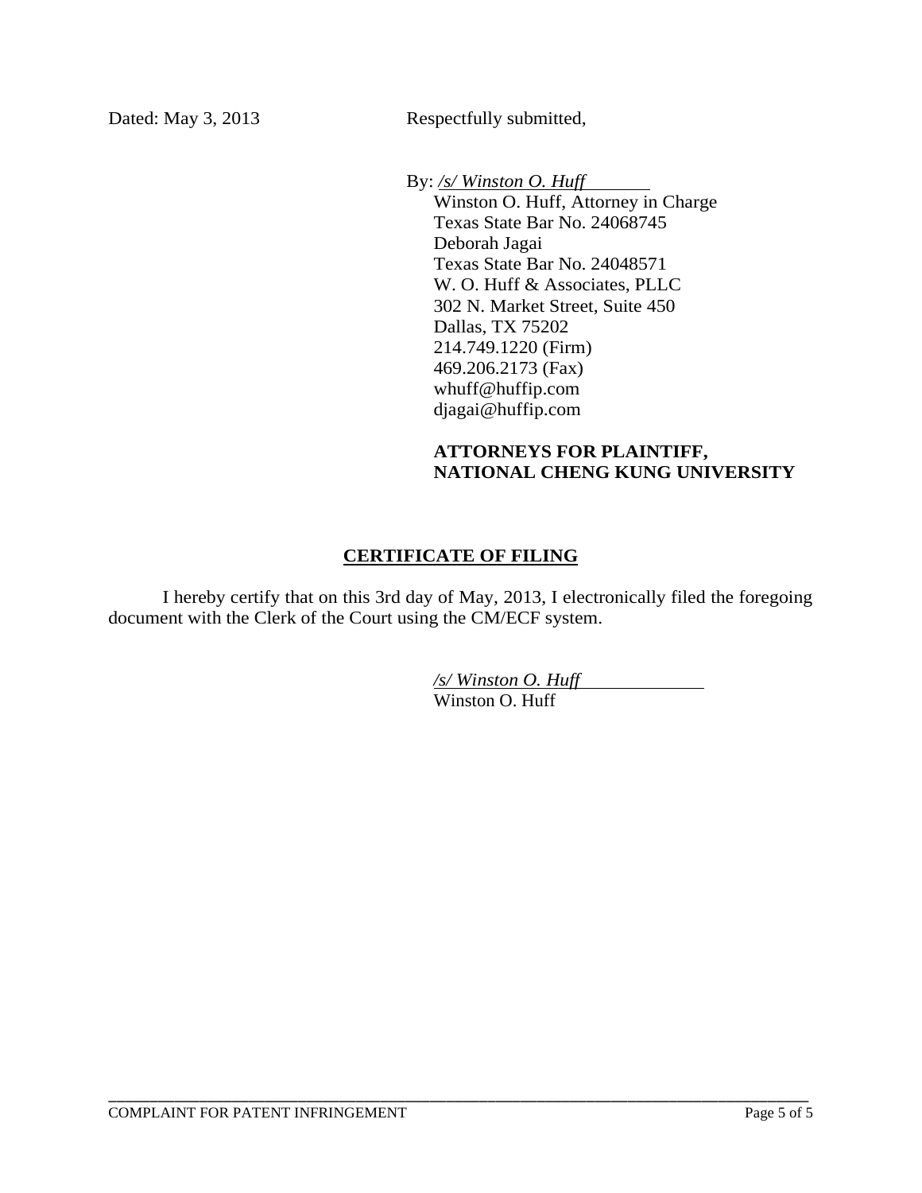Dated: May 3, 2013 Respectfully submitted,

By: */s/ Winston O. Huff*
Winston O. Huff, Attorney in Charge
Texas State Bar No. 24068745
Deborah Jagai
Texas State Bar No. 24048571
W. O. Huff & Associates, PLLC
302 N. Market Street, Suite 450
Dallas, TX 75202
214.749.1220 (Firm)
469.206.2173 (Fax)
whuff@huffip.com
djagai@huffip.com

**ATTORNEYS FOR PLAINTIFF,
NATIONAL CHENG KUNG UNIVERSITY**

## CERTIFICATE OF FILING

I hereby certify that on this 3rd day of May, 2013, I electronically filed the foregoing document with the Clerk of the Court using the CM/ECF system.

*/s/ Winston O. Huff*
Winston O. Huff